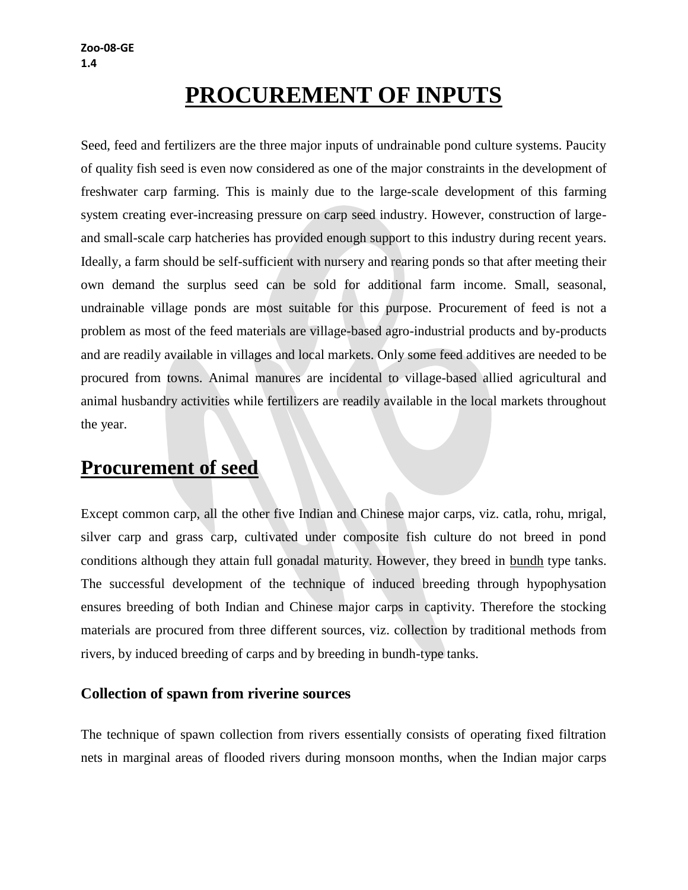Zoo-08-GE
1.4

# PROCUREMENT OF INPUTS

Seed, feed and fertilizers are the three major inputs of undrainable pond culture systems. Paucity of quality fish seed is even now considered as one of the major constraints in the development of freshwater carp farming. This is mainly due to the large-scale development of this farming system creating ever-increasing pressure on carp seed industry. However, construction of large- and small-scale carp hatcheries has provided enough support to this industry during recent years. Ideally, a farm should be self-sufficient with nursery and rearing ponds so that after meeting their own demand the surplus seed can be sold for additional farm income. Small, seasonal, undrainable village ponds are most suitable for this purpose. Procurement of feed is not a problem as most of the feed materials are village-based agro-industrial products and by-products and are readily available in villages and local markets. Only some feed additives are needed to be procured from towns. Animal manures are incidental to village-based allied agricultural and animal husbandry activities while fertilizers are readily available in the local markets throughout the year.

## Procurement of seed

Except common carp, all the other five Indian and Chinese major carps, viz. catla, rohu, mrigal, silver carp and grass carp, cultivated under composite fish culture do not breed in pond conditions although they attain full gonadal maturity. However, they breed in bundh type tanks. The successful development of the technique of induced breeding through hypophysation ensures breeding of both Indian and Chinese major carps in captivity. Therefore the stocking materials are procured from three different sources, viz. collection by traditional methods from rivers, by induced breeding of carps and by breeding in bundh-type tanks.

### Collection of spawn from riverine sources

The technique of spawn collection from rivers essentially consists of operating fixed filtration nets in marginal areas of flooded rivers during monsoon months, when the Indian major carps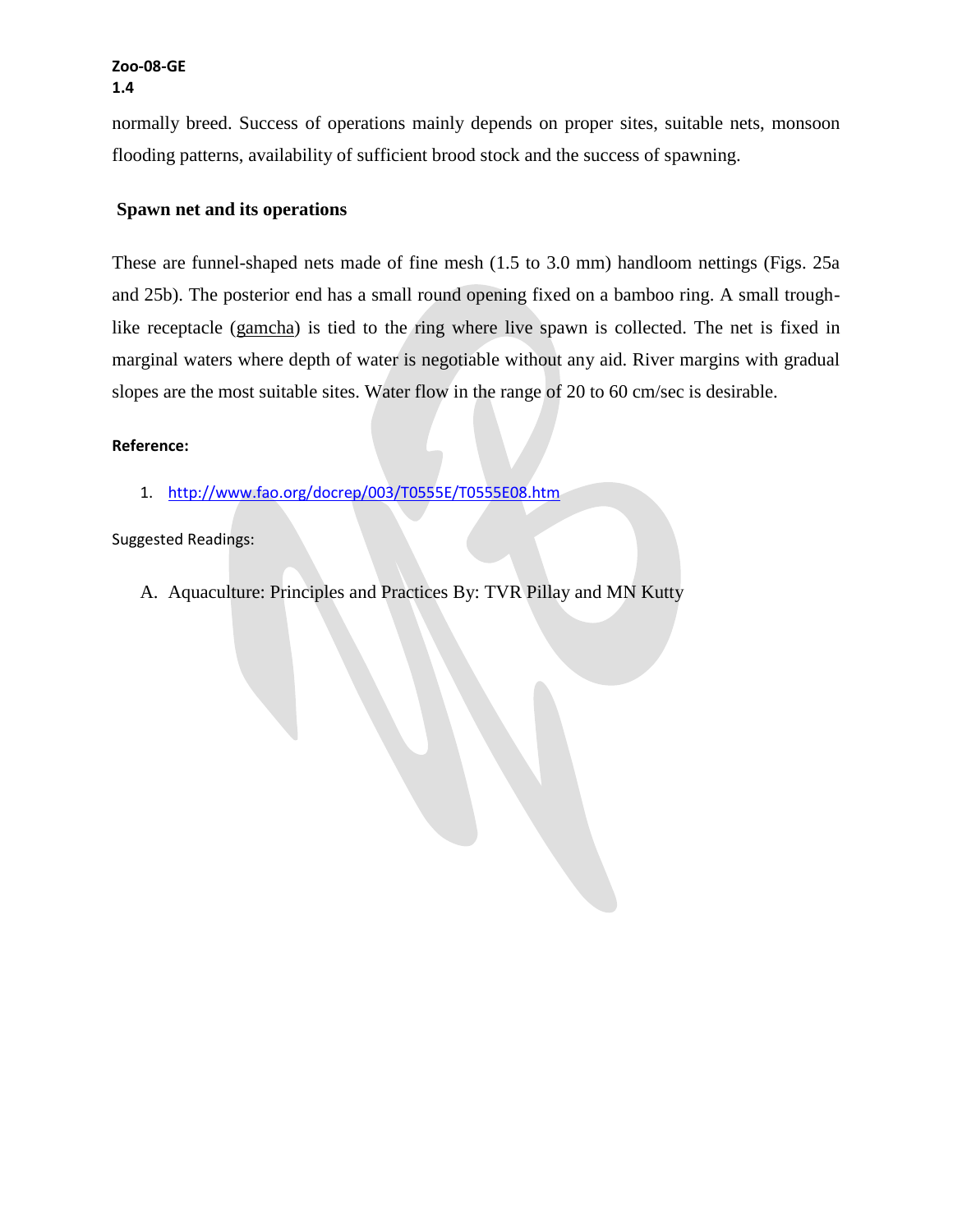normally breed. Success of operations mainly depends on proper sites, suitable nets, monsoon flooding patterns, availability of sufficient brood stock and the success of spawning.

## Spawn net and its operations

These are funnel-shaped nets made of fine mesh (1.5 to 3.0 mm) handloom nettings (Figs. 25a and 25b). The posterior end has a small round opening fixed on a bamboo ring. A small trough-like receptacle (gamcha) is tied to the ring where live spawn is collected. The net is fixed in marginal waters where depth of water is negotiable without any aid. River margins with gradual slopes are the most suitable sites. Water flow in the range of 20 to 60 cm/sec is desirable.

**Reference:**

1. http://www.fao.org/docrep/003/T0555E/T0555E08.htm

Suggested Readings:

A. Aquaculture: Principles and Practices By: TVR Pillay and MN Kutty